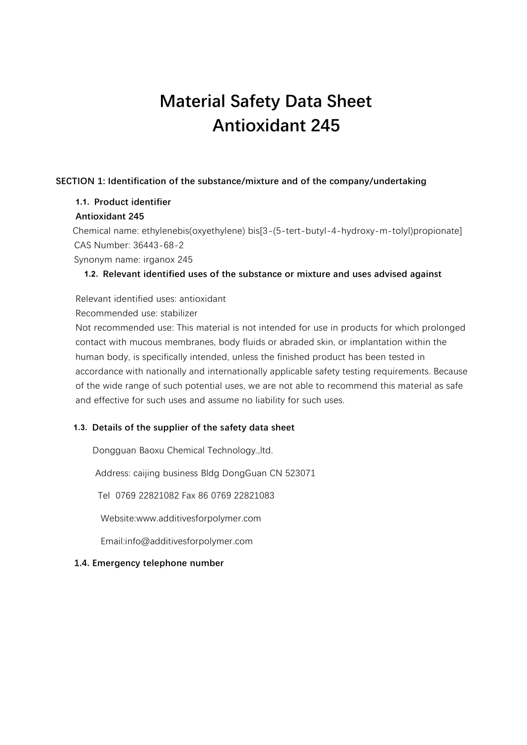# Material Safety Data Sheet
# Antioxidant 245

## SECTION 1: Identification of the substance/mixture and of the company/undertaking

### 1.1. Product identifier

**Antioxidant 245**

Chemical name: ethylenebis(oxyethylene) bis[3-(5-tert-butyl-4-hydroxy-m-tolyl)propionate]

CAS Number: 36443-68-2

Synonym name: irganox 245

### 1.2. Relevant identified uses of the substance or mixture and uses advised against

Relevant identified uses: antioxidant

Recommended use: stabilizer

Not recommended use: This material is not intended for use in products for which prolonged contact with mucous membranes, body fluids or abraded skin, or implantation within the human body, is specifically intended, unless the finished product has been tested in accordance with nationally and internationally applicable safety testing requirements. Because of the wide range of such potential uses, we are not able to recommend this material as safe and effective for such uses and assume no liability for such uses.

### 1.3. Details of the supplier of the safety data sheet

Dongguan Baoxu Chemical Technology.,ltd.

Address: caijing business Bldg DongGuan CN 523071

Tel 0769 22821082 Fax 86 0769 22821083

Website:www.additivesforpolymer.com

Email:info@additivesforpolymer.com

### 1.4. Emergency telephone number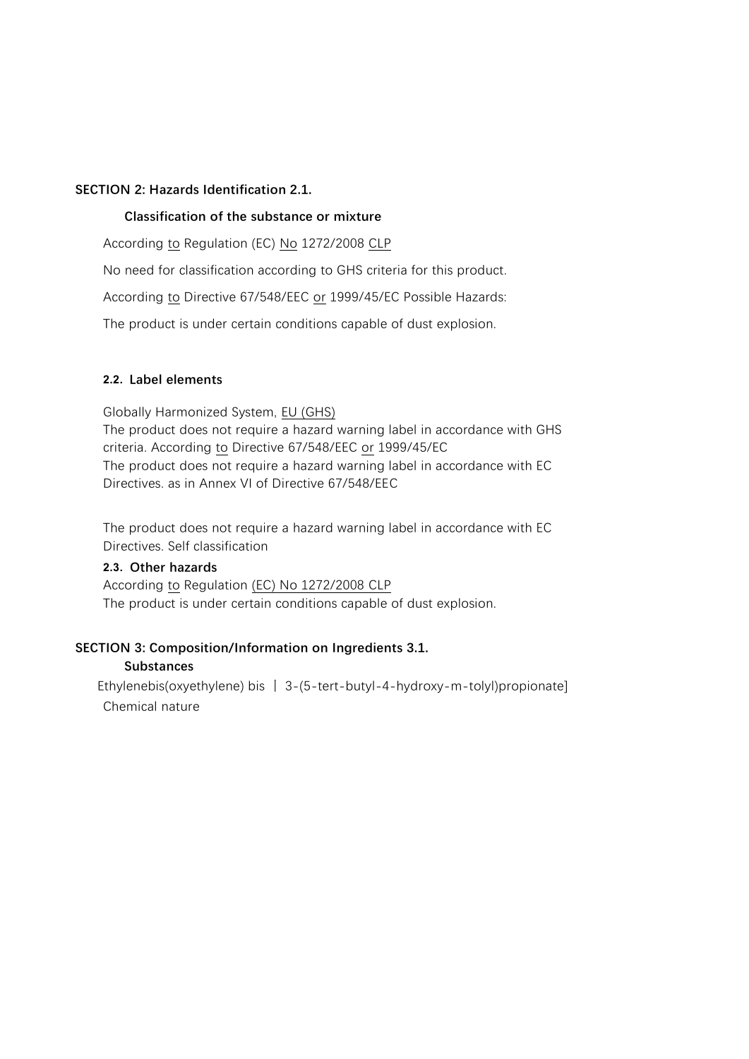## SECTION 2: Hazards Identification 2.1.

### Classification of the substance or mixture

According to Regulation (EC) No 1272/2008 CLP

No need for classification according to GHS criteria for this product.

According to Directive 67/548/EEC or 1999/45/EC Possible Hazards:

The product is under certain conditions capable of dust explosion.

### 2.2. Label elements

Globally Harmonized System, EU (GHS)
The product does not require a hazard warning label in accordance with GHS criteria. According to Directive 67/548/EEC or 1999/45/EC
The product does not require a hazard warning label in accordance with EC Directives. as in Annex VI of Directive 67/548/EEC

The product does not require a hazard warning label in accordance with EC Directives. Self classification

### 2.3. Other hazards

According to Regulation (EC) No 1272/2008 CLP
The product is under certain conditions capable of dust explosion.

## SECTION 3: Composition/Information on Ingredients 3.1.

### Substances

Ethylenebis(oxyethylene) bis [3-(5-tert-butyl-4-hydroxy-m-tolyl)propionate]
Chemical nature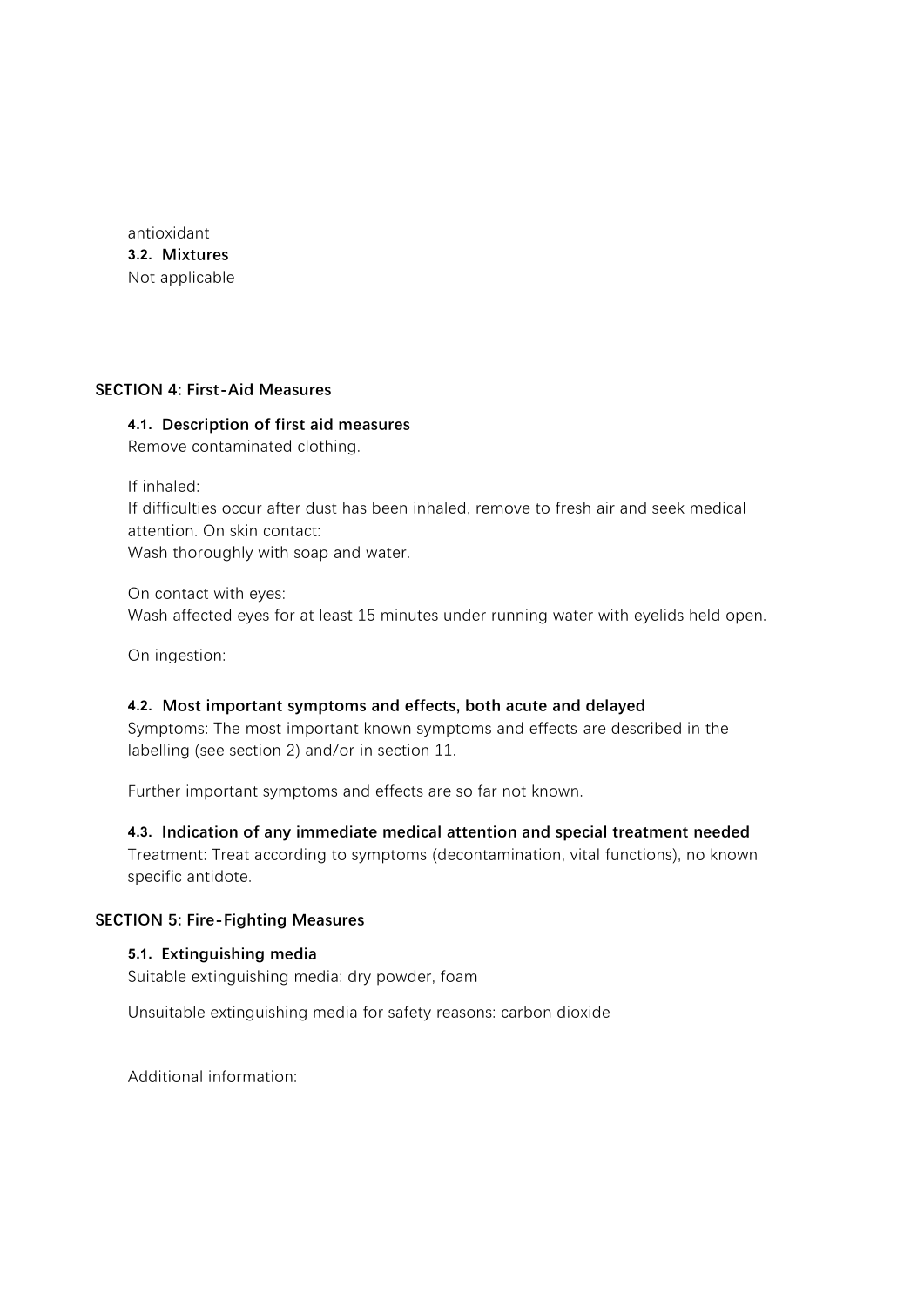antioxidant

**3.2. Mixtures**

Not applicable

## SECTION 4: First-Aid Measures

### 4.1. Description of first aid measures

Remove contaminated clothing.

If inhaled:
If difficulties occur after dust has been inhaled, remove to fresh air and seek medical attention. On skin contact:
Wash thoroughly with soap and water.

On contact with eyes:
Wash affected eyes for at least 15 minutes under running water with eyelids held open.

On ingestion:

### 4.2. Most important symptoms and effects, both acute and delayed

Symptoms: The most important known symptoms and effects are described in the labelling (see section 2) and/or in section 11.

Further important symptoms and effects are so far not known.

### 4.3. Indication of any immediate medical attention and special treatment needed

Treatment: Treat according to symptoms (decontamination, vital functions), no known specific antidote.

## SECTION 5: Fire-Fighting Measures

### 5.1. Extinguishing media

Suitable extinguishing media: dry powder, foam

Unsuitable extinguishing media for safety reasons: carbon dioxide

Additional information: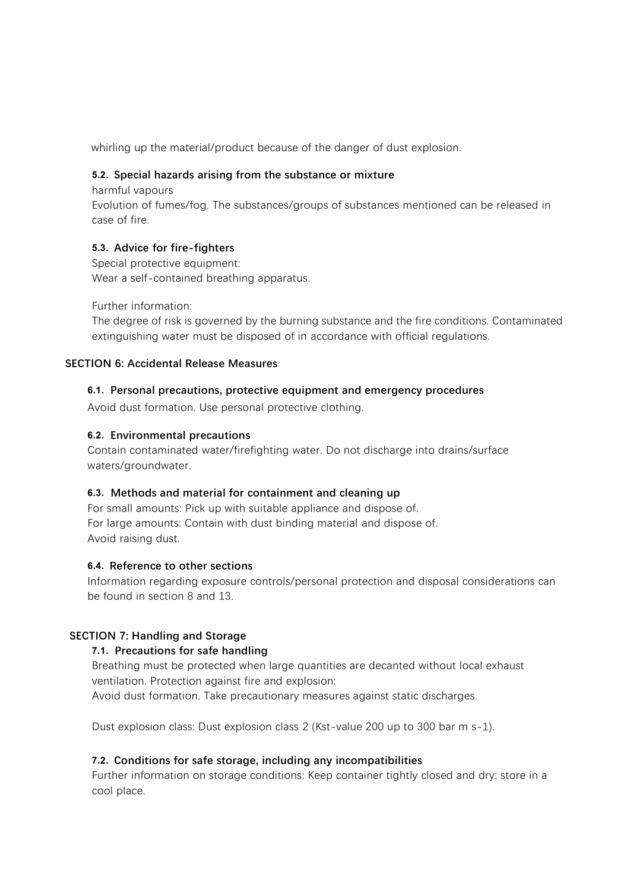whirling up the material/product because of the danger of dust explosion.

### 5.2. Special hazards arising from the substance or mixture

harmful vapours

Evolution of fumes/fog. The substances/groups of substances mentioned can be released in case of fire.

### 5.3. Advice for fire-fighters

Special protective equipment:

Wear a self-contained breathing apparatus.

Further information:

The degree of risk is governed by the burning substance and the fire conditions. Contaminated extinguishing water must be disposed of in accordance with official regulations.

## SECTION 6: Accidental Release Measures

### 6.1. Personal precautions, protective equipment and emergency procedures

Avoid dust formation. Use personal protective clothing.

### 6.2. Environmental precautions

Contain contaminated water/firefighting water. Do not discharge into drains/surface waters/groundwater.

### 6.3. Methods and material for containment and cleaning up

For small amounts: Pick up with suitable appliance and dispose of.

For large amounts: Contain with dust binding material and dispose of.

Avoid raising dust.

### 6.4. Reference to other sections

Information regarding exposure controls/personal protection and disposal considerations can be found in section 8 and 13.

## SECTION 7: Handling and Storage

### 7.1. Precautions for safe handling

Breathing must be protected when large quantities are decanted without local exhaust ventilation. Protection against fire and explosion:

Avoid dust formation. Take precautionary measures against static discharges.

Dust explosion class: Dust explosion class 2 (Kst-value 200 up to 300 bar m $s^{-1}$).

### 7.2. Conditions for safe storage, including any incompatibilities

Further information on storage conditions: Keep container tightly closed and dry; store in a cool place.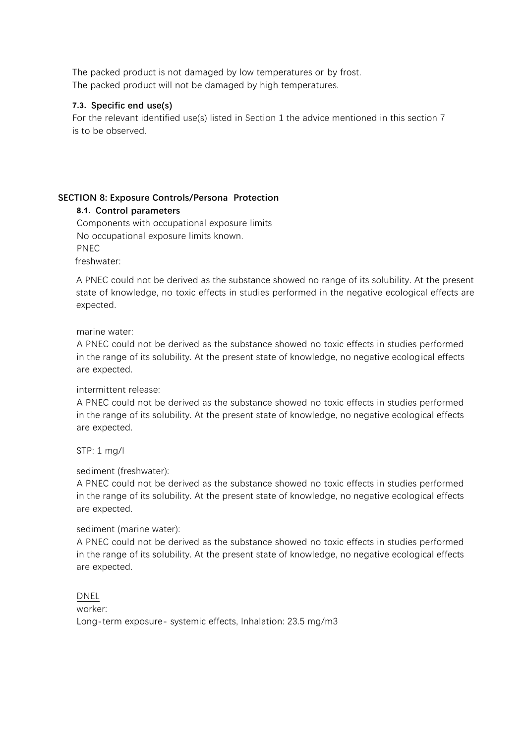The packed product is not damaged by low temperatures or by frost.
The packed product will not be damaged by high temperatures.

### 7.3. Specific end use(s)

For the relevant identified use(s) listed in Section 1 the advice mentioned in this section 7 is to be observed.

## SECTION 8: Exposure Controls/Persona Protection

### 8.1. Control parameters

Components with occupational exposure limits
No occupational exposure limits known.
PNEC
freshwater:

A PNEC could not be derived as the substance showed no range of its solubility. At the present state of knowledge, no toxic effects in studies performed in the negative ecological effects are expected.

marine water:
A PNEC could not be derived as the substance showed no toxic effects in studies performed in the range of its solubility. At the present state of knowledge, no negative ecological effects are expected.

intermittent release:
A PNEC could not be derived as the substance showed no toxic effects in studies performed in the range of its solubility. At the present state of knowledge, no negative ecological effects are expected.

STP: 1 mg/l

sediment (freshwater):
A PNEC could not be derived as the substance showed no toxic effects in studies performed in the range of its solubility. At the present state of knowledge, no negative ecological effects are expected.

sediment (marine water):
A PNEC could not be derived as the substance showed no toxic effects in studies performed in the range of its solubility. At the present state of knowledge, no negative ecological effects are expected.

DNEL
worker:
Long-term exposure- systemic effects, Inhalation: 23.5 mg/m3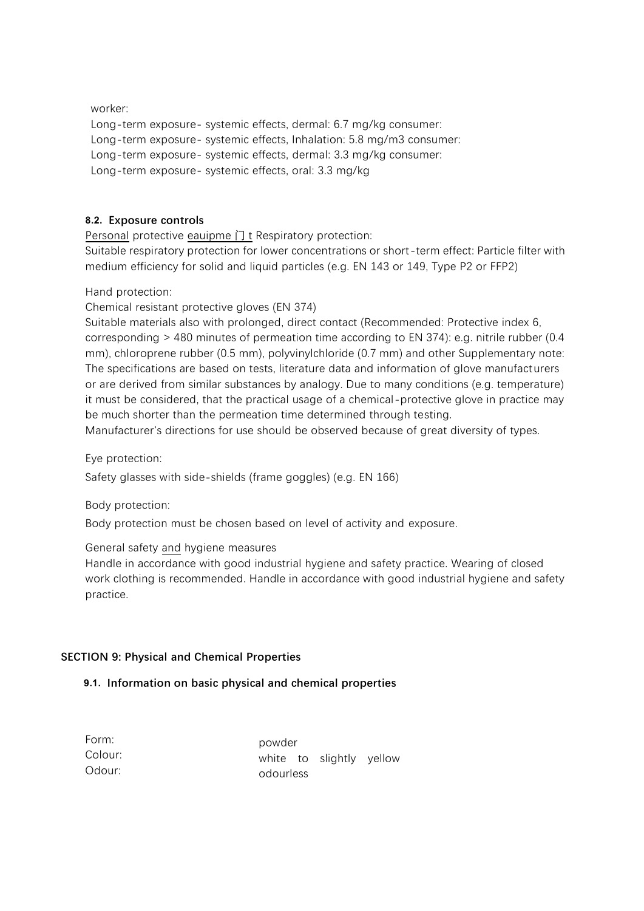worker:

Long-term exposure- systemic effects, dermal: 6.7 mg/kg consumer:
Long-term exposure- systemic effects, Inhalation: 5.8 mg/m3 consumer:
Long-term exposure- systemic effects, dermal: 3.3 mg/kg consumer:
Long-term exposure- systemic effects, oral: 3.3 mg/kg

### 8.2. Exposure controls

Personal protective eauipme 门 t Respiratory protection:
Suitable respiratory protection for lower concentrations or short-term effect: Particle filter with medium efficiency for solid and liquid particles (e.g. EN 143 or 149, Type P2 or FFP2)

Hand protection:

Chemical resistant protective gloves (EN 374)
Suitable materials also with prolonged, direct contact (Recommended: Protective index 6, corresponding > 480 minutes of permeation time according to EN 374): e.g. nitrile rubber (0.4 mm), chloroprene rubber (0.5 mm), polyvinylchloride (0.7 mm) and other Supplementary note: The specifications are based on tests, literature data and information of glove manufacturers or are derived from similar substances by analogy. Due to many conditions (e.g. temperature) it must be considered, that the practical usage of a chemical-protective glove in practice may be much shorter than the permeation time determined through testing.
Manufacturer's directions for use should be observed because of great diversity of types.

Eye protection:

Safety glasses with side-shields (frame goggles) (e.g. EN 166)

Body protection:

Body protection must be chosen based on level of activity and exposure.

General safety and hygiene measures
Handle in accordance with good industrial hygiene and safety practice. Wearing of closed work clothing is recommended. Handle in accordance with good industrial hygiene and safety practice.

## SECTION 9: Physical and Chemical Properties

### 9.1. Information on basic physical and chemical properties

| | |
|---|---|
| Form: | powder |
| Colour: | white to slightly yellow |
| Odour: | odourless |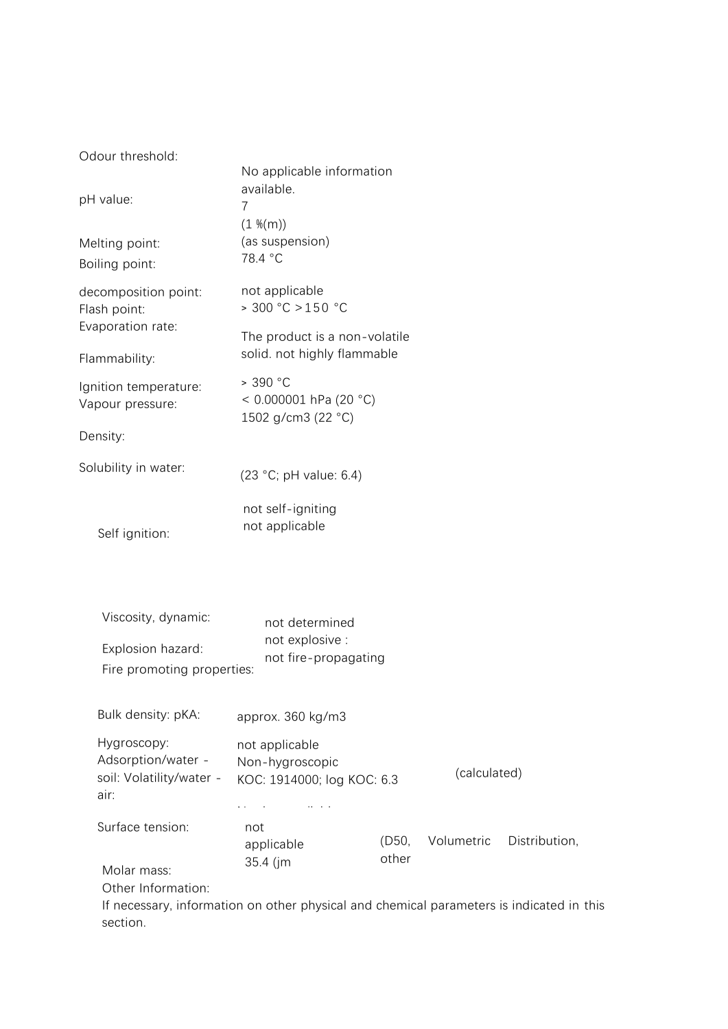Odour threshold: No applicable information available.

pH value: 7 (1 %(m)) (as suspension)

Melting point: 78.4 °C

Boiling point:

decomposition point: not applicable

Flash point: > 300 °C >150 °C

Evaporation rate:

Flammability: The product is a non-volatile solid. not highly flammable

Ignition temperature: > 390 °C

Vapour pressure: < 0.000001 hPa (20 °C)

Density: 1502 g/cm3 (22 °C)

Solubility in water: (23 °C; pH value: 6.4)

Self ignition: not self-igniting not applicable

Viscosity, dynamic: not determined

Explosion hazard: not explosive :

Fire promoting properties: not fire-propagating

Bulk density: pKA: approx. 360 kg/m3

Hygroscopy: not applicable

Adsorption/water - soil: Non-hygroscopic

Volatility/water - air: KOC: 1914000; log KOC: 6.3 (calculated)

Surface tension: not applicable

Molar mass: 35.4 (jm (D50, Volumetric Distribution, other

Other Information:

If necessary, information on other physical and chemical parameters is indicated in this section.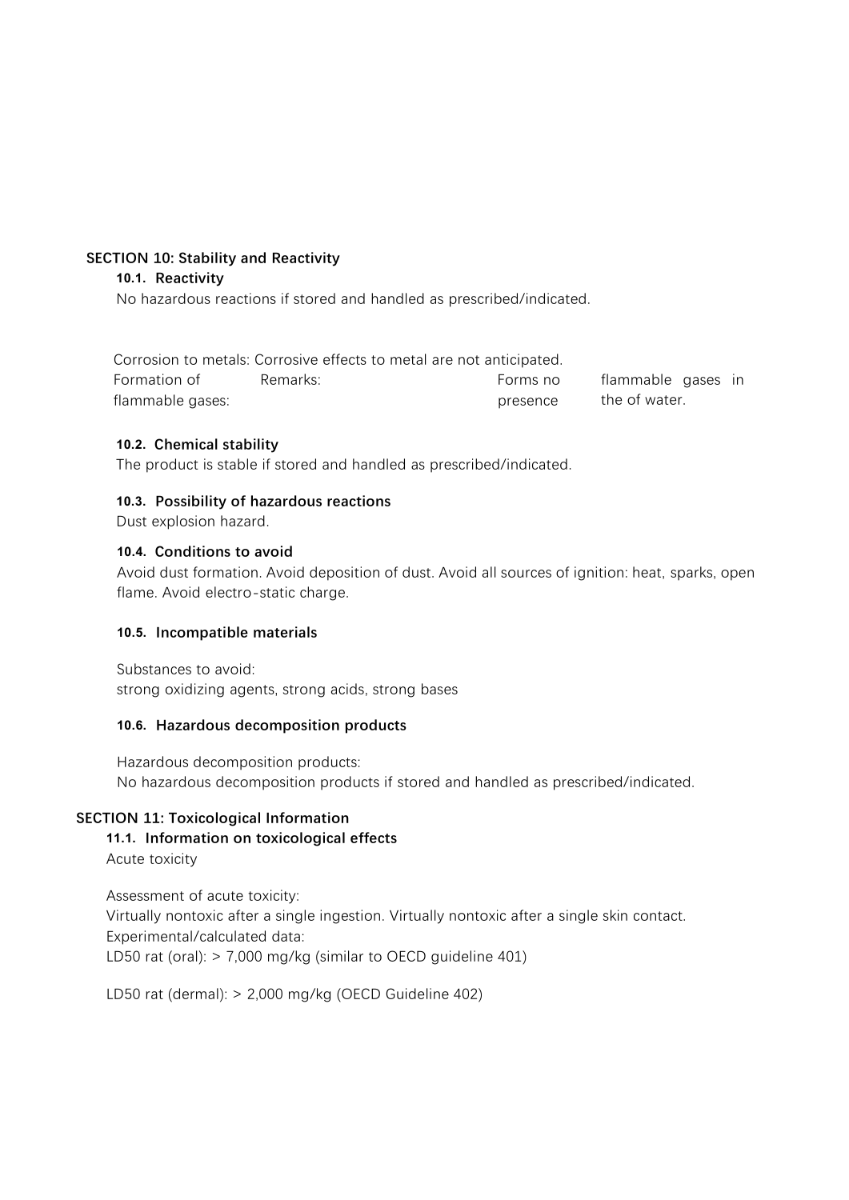## SECTION 10: Stability and Reactivity

### 10.1. Reactivity

No hazardous reactions if stored and handled as prescribed/indicated.

Corrosion to metals: Corrosive effects to metal are not anticipated.

| Formation of flammable gases: | Remarks: | Forms no presence | flammable gases in the of water. |
|---|---|---|---|

### 10.2. Chemical stability

The product is stable if stored and handled as prescribed/indicated.

### 10.3. Possibility of hazardous reactions

Dust explosion hazard.

### 10.4. Conditions to avoid

Avoid dust formation. Avoid deposition of dust. Avoid all sources of ignition: heat, sparks, open flame. Avoid electro-static charge.

### 10.5. Incompatible materials

Substances to avoid:
strong oxidizing agents, strong acids, strong bases

### 10.6. Hazardous decomposition products

Hazardous decomposition products:
No hazardous decomposition products if stored and handled as prescribed/indicated.

## SECTION 11: Toxicological Information

### 11.1. Information on toxicological effects

Acute toxicity

Assessment of acute toxicity:
Virtually nontoxic after a single ingestion. Virtually nontoxic after a single skin contact.
Experimental/calculated data:
LD50 rat (oral): > 7,000 mg/kg (similar to OECD guideline 401)

LD50 rat (dermal): > 2,000 mg/kg (OECD Guideline 402)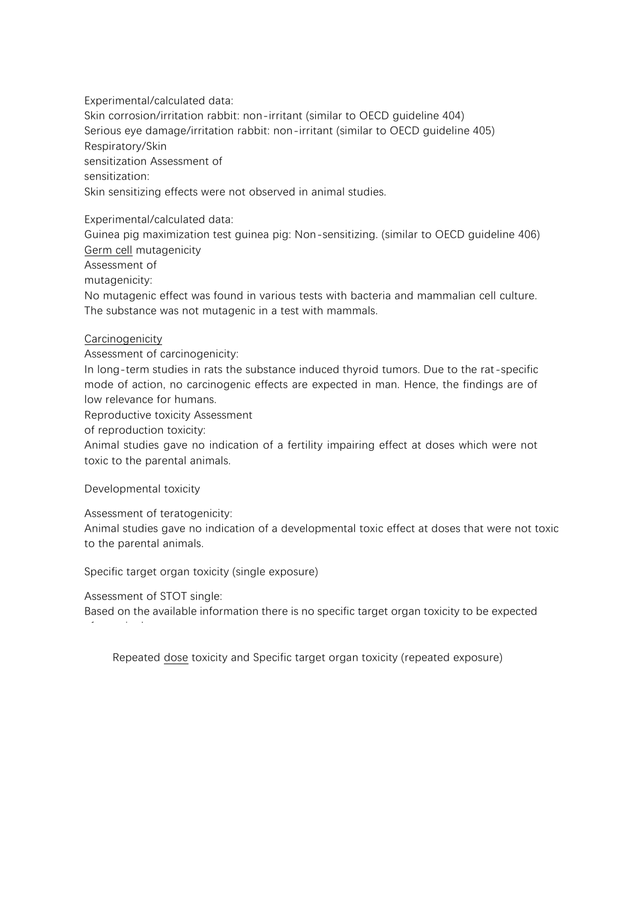Experimental/calculated data:
Skin corrosion/irritation rabbit: non-irritant (similar to OECD guideline 404)
Serious eye damage/irritation rabbit: non-irritant (similar to OECD guideline 405)
Respiratory/Skin
sensitization Assessment of
sensitization:
Skin sensitizing effects were not observed in animal studies.

Experimental/calculated data:
Guinea pig maximization test guinea pig: Non-sensitizing. (similar to OECD guideline 406)
Germ cell mutagenicity
Assessment of
mutagenicity:
No mutagenic effect was found in various tests with bacteria and mammalian cell culture. The substance was not mutagenic in a test with mammals.

Carcinogenicity
Assessment of carcinogenicity:
In long-term studies in rats the substance induced thyroid tumors. Due to the rat-specific mode of action, no carcinogenic effects are expected in man. Hence, the findings are of low relevance for humans.
Reproductive toxicity Assessment
of reproduction toxicity:
Animal studies gave no indication of a fertility impairing effect at doses which were not toxic to the parental animals.

Developmental toxicity

Assessment of teratogenicity:
Animal studies gave no indication of a developmental toxic effect at doses that were not toxic to the parental animals.

Specific target organ toxicity (single exposure)

Assessment of STOT single:
Based on the available information there is no specific target organ toxicity to be expected

Repeated dose toxicity and Specific target organ toxicity (repeated exposure)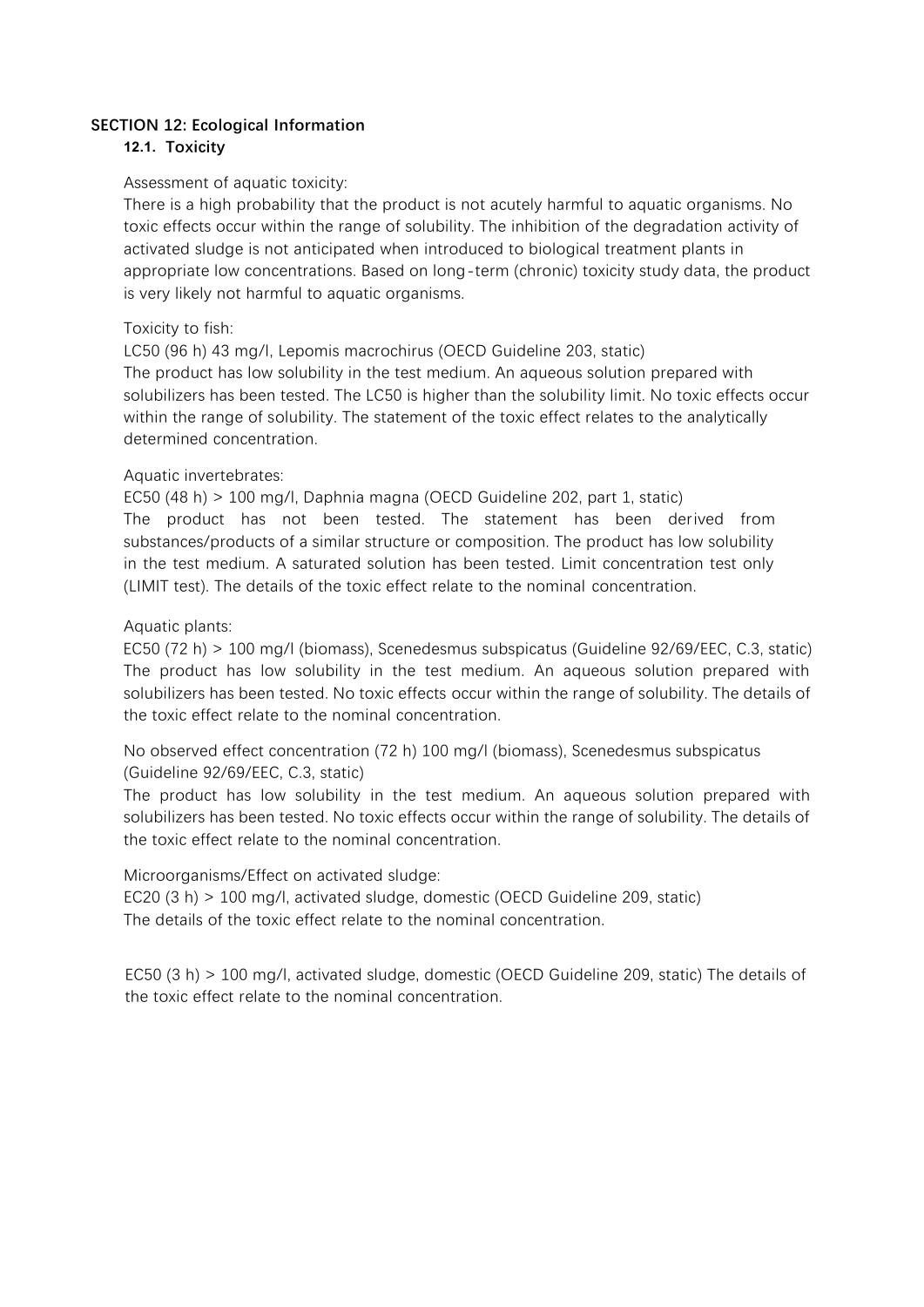## SECTION 12: Ecological Information

### 12.1. Toxicity

Assessment of aquatic toxicity:
There is a high probability that the product is not acutely harmful to aquatic organisms. No toxic effects occur within the range of solubility. The inhibition of the degradation activity of activated sludge is not anticipated when introduced to biological treatment plants in appropriate low concentrations. Based on long-term (chronic) toxicity study data, the product is very likely not harmful to aquatic organisms.

Toxicity to fish:
LC50 (96 h) 43 mg/l, Lepomis macrochirus (OECD Guideline 203, static)
The product has low solubility in the test medium. An aqueous solution prepared with solubilizers has been tested. The LC50 is higher than the solubility limit. No toxic effects occur within the range of solubility. The statement of the toxic effect relates to the analytically determined concentration.

Aquatic invertebrates:
EC50 (48 h) > 100 mg/l, Daphnia magna (OECD Guideline 202, part 1, static)
The product has not been tested. The statement has been derived from substances/products of a similar structure or composition. The product has low solubility in the test medium. A saturated solution has been tested. Limit concentration test only (LIMIT test). The details of the toxic effect relate to the nominal concentration.

Aquatic plants:
EC50 (72 h) > 100 mg/l (biomass), Scenedesmus subspicatus (Guideline 92/69/EEC, C.3, static)
The product has low solubility in the test medium. An aqueous solution prepared with solubilizers has been tested. No toxic effects occur within the range of solubility. The details of the toxic effect relate to the nominal concentration.

No observed effect concentration (72 h) 100 mg/l (biomass), Scenedesmus subspicatus (Guideline 92/69/EEC, C.3, static)
The product has low solubility in the test medium. An aqueous solution prepared with solubilizers has been tested. No toxic effects occur within the range of solubility. The details of the toxic effect relate to the nominal concentration.

Microorganisms/Effect on activated sludge:
EC20 (3 h) > 100 mg/l, activated sludge, domestic (OECD Guideline 209, static)
The details of the toxic effect relate to the nominal concentration.

EC50 (3 h) > 100 mg/l, activated sludge, domestic (OECD Guideline 209, static) The details of the toxic effect relate to the nominal concentration.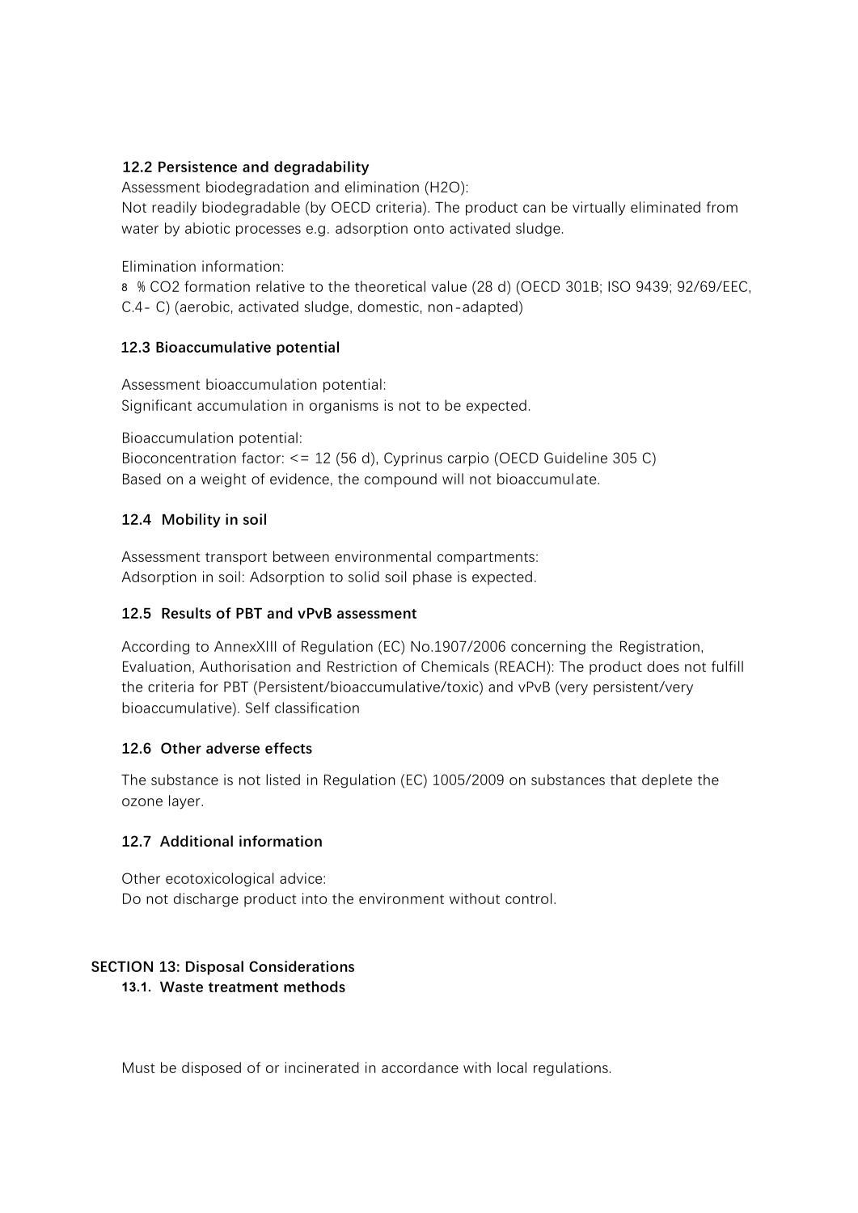### 12.2 Persistence and degradability

Assessment biodegradation and elimination ($H_2O$):
Not readily biodegradable (by OECD criteria). The product can be virtually eliminated from water by abiotic processes e.g. adsorption onto activated sludge.

Elimination information:
8 % $CO_2$ formation relative to the theoretical value (28 d) (OECD 301B; ISO 9439; 92/69/EEC, C.4- C) (aerobic, activated sludge, domestic, non-adapted)

### 12.3 Bioaccumulative potential

Assessment bioaccumulation potential:
Significant accumulation in organisms is not to be expected.

Bioaccumulation potential:
Bioconcentration factor: <= 12 (56 d), Cyprinus carpio (OECD Guideline 305 C)
Based on a weight of evidence, the compound will not bioaccumulate.

### 12.4 Mobility in soil

Assessment transport between environmental compartments:
Adsorption in soil: Adsorption to solid soil phase is expected.

### 12.5 Results of PBT and vPvB assessment

According to AnnexXIII of Regulation (EC) No.1907/2006 concerning the Registration, Evaluation, Authorisation and Restriction of Chemicals (REACH): The product does not fulfill the criteria for PBT (Persistent/bioaccumulative/toxic) and vPvB (very persistent/very bioaccumulative). Self classification

### 12.6 Other adverse effects

The substance is not listed in Regulation (EC) 1005/2009 on substances that deplete the ozone layer.

### 12.7 Additional information

Other ecotoxicological advice:
Do not discharge product into the environment without control.

## SECTION 13: Disposal Considerations

### 13.1. Waste treatment methods

Must be disposed of or incinerated in accordance with local regulations.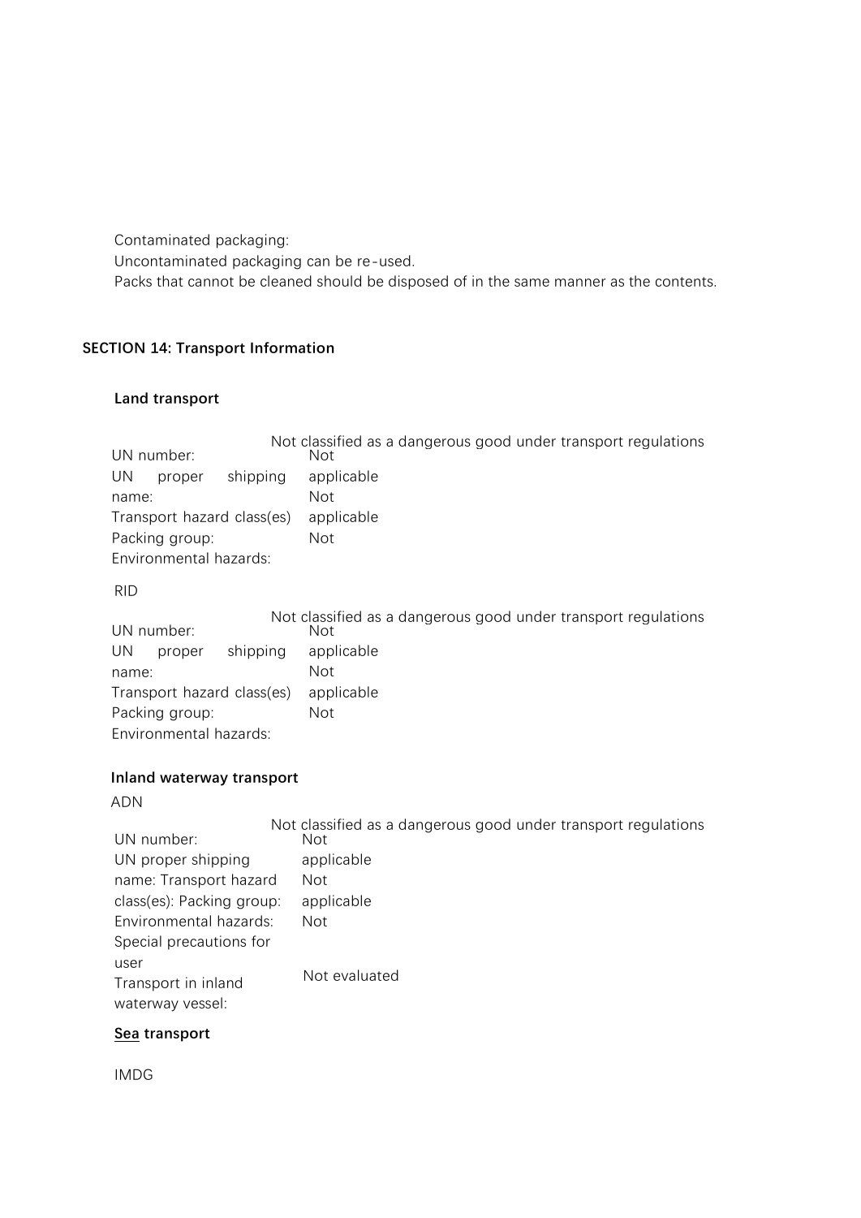Contaminated packaging:

Uncontaminated packaging can be re-used.

Packs that cannot be cleaned should be disposed of in the same manner as the contents.

## SECTION 14: Transport Information

### Land transport

Not classified as a dangerous good under transport regulations

UN number: Not applicable

UN proper shipping name: Not applicable

Transport hazard class(es): Not applicable

Packing group:

Environmental hazards:

RID

Not classified as a dangerous good under transport regulations

UN number: Not applicable

UN proper shipping name: Not applicable

Transport hazard class(es): Not applicable

Packing group:

Environmental hazards:

### Inland waterway transport

ADN

Not classified as a dangerous good under transport regulations

UN number: Not applicable

UN proper shipping name: Not applicable

Transport hazard class(es): Not

Packing group:

Environmental hazards:

Special precautions for user

Transport in inland waterway vessel: Not evaluated

### Sea transport

IMDG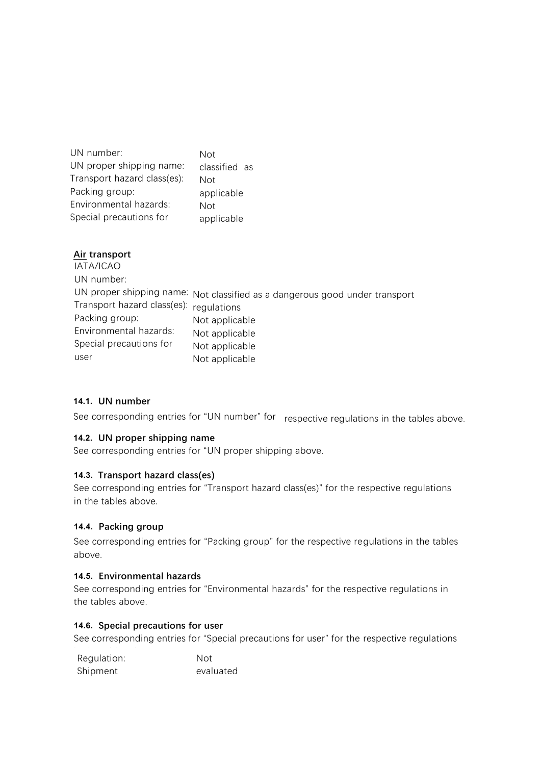| | |
|---|---|
| UN number: | Not classified as |
| UN proper shipping name: | Not applicable |
| Transport hazard class(es): | Not applicable |
| Packing group: | |
| Environmental hazards: | |
| Special precautions for | |

**Air transport**

IATA/ICAO

| | |
|---|---|
| UN number: | |
| UN proper shipping name: | Not classified as a dangerous good under transport regulations |
| Transport hazard class(es): | Not applicable |
| Packing group: | Not applicable |
| Environmental hazards: | Not applicable |
| Special precautions for user | Not applicable |

#### 14.1. UN number

See corresponding entries for "UN number" for respective regulations in the tables above.

#### 14.2. UN proper shipping name

See corresponding entries for "UN proper shipping above.

#### 14.3. Transport hazard class(es)

See corresponding entries for "Transport hazard class(es)" for the respective regulations in the tables above.

#### 14.4. Packing group

See corresponding entries for "Packing group" for the respective regulations in the tables above.

#### 14.5. Environmental hazards

See corresponding entries for "Environmental hazards" for the respective regulations in the tables above.

#### 14.6. Special precautions for user

See corresponding entries for "Special precautions for user" for the respective regulations

| | |
|---|---|
| Regulation: | Not evaluated |
| Shipment | |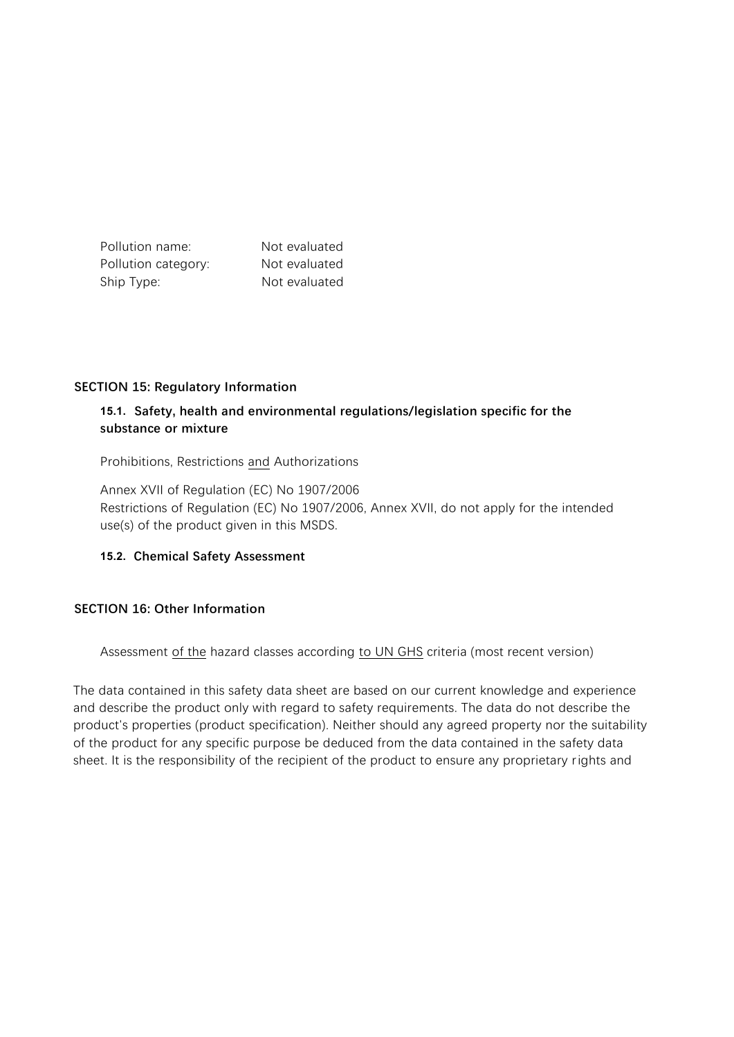| | |
|---|---|
| Pollution name: | Not evaluated |
| Pollution category: | Not evaluated |
| Ship Type: | Not evaluated |

## SECTION 15: Regulatory Information

### 15.1. Safety, health and environmental regulations/legislation specific for the substance or mixture

Prohibitions, Restrictions and Authorizations

Annex XVII of Regulation (EC) No 1907/2006
Restrictions of Regulation (EC) No 1907/2006, Annex XVII, do not apply for the intended use(s) of the product given in this MSDS.

### 15.2. Chemical Safety Assessment

## SECTION 16: Other Information

Assessment of the hazard classes according to UN GHS criteria (most recent version)

The data contained in this safety data sheet are based on our current knowledge and experience and describe the product only with regard to safety requirements. The data do not describe the product's properties (product specification). Neither should any agreed property nor the suitability of the product for any specific purpose be deduced from the data contained in the safety data sheet. It is the responsibility of the recipient of the product to ensure any proprietary rights and